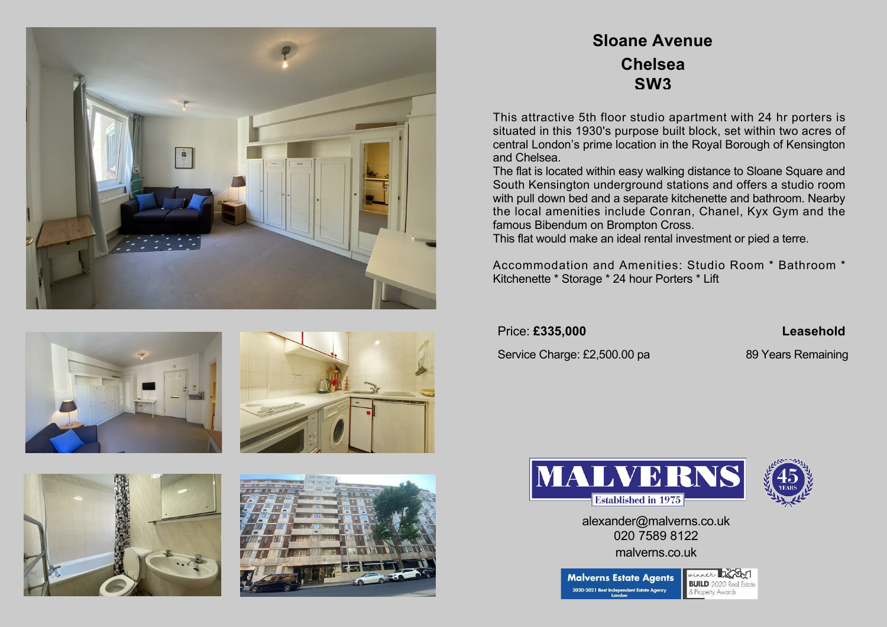# Sloane Avenue
## Chelsea
## SW3

This attractive 5th floor studio apartment with 24 hr porters is situated in this 1930's purpose built block, set within two acres of central London's prime location in the Royal Borough of Kensington and Chelsea.

The flat is located within easy walking distance to Sloane Square and South Kensington underground stations and offers a studio room with pull down bed and a separate kitchenette and bathroom. Nearby the local amenities include Conran, Chanel, Kyx Gym and the famous Bibendum on Brompton Cross.

This flat would make an ideal rental investment or pied a terre.

Accommodation and Amenities: Studio Room * Bathroom * Kitchenette * Storage * 24 hour Porters * Lift

Price: **£335,000** **Leasehold**

Service Charge: £2,500.00 pa 89 Years Remaining

MALVERNS
Established in 1975

45 YEARS

alexander@malverns.co.uk
020 7589 8122
malverns.co.uk

Malverns Estate Agents
2020-2021 Best Independent Estate Agency London

winner BUILD 2020 Real Estate & Property Awards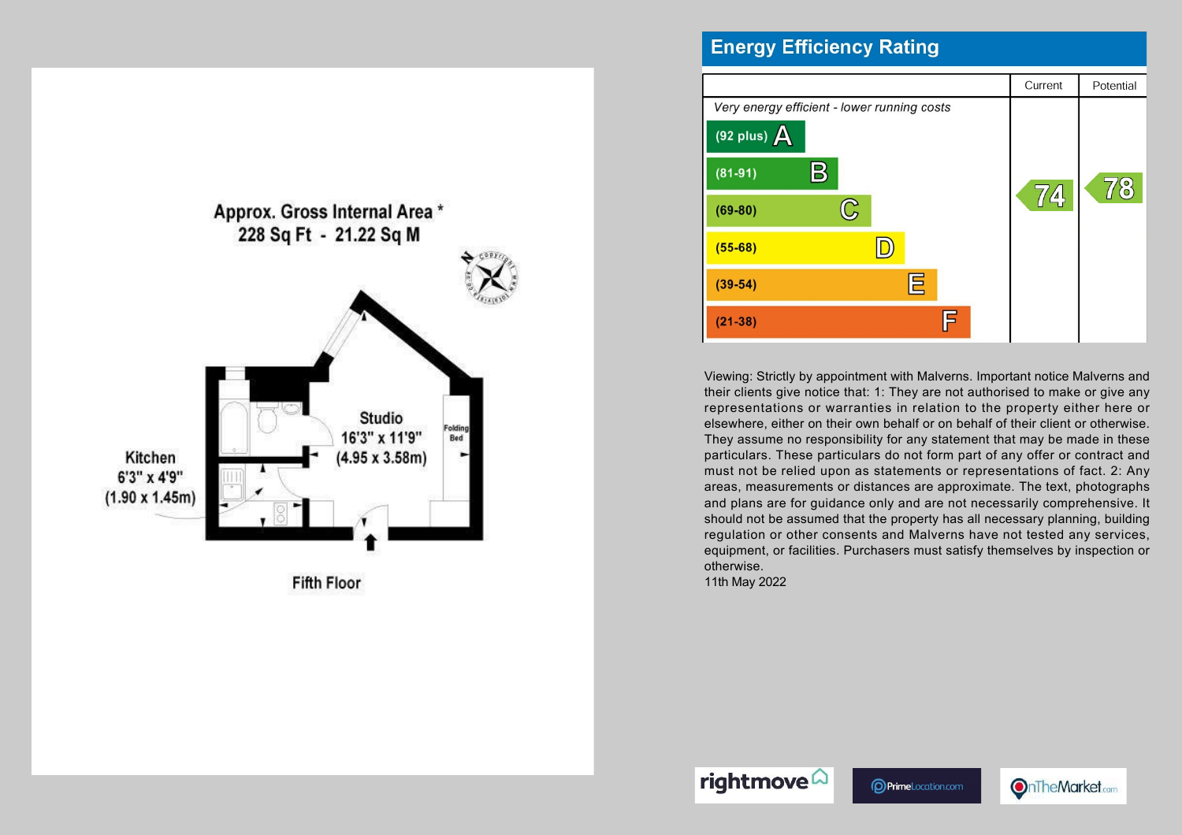Approx. Gross Internal Area *
228 Sq Ft - 21.22 Sq M

Studio
16'3" x 11'9"
(4.95 x 3.58m)

Folding Bed

Kitchen
6'3" x 4'9"
(1.90 x 1.45m)

Fifth Floor

## Energy Efficiency Rating

| | Current | Potential |
|---|---|---|
| *Very energy efficient - lower running costs* | | |
| (92 plus) A | | |
| (81-91) B | | |
| (69-80) C | 74 | 78 |
| (55-68) D | | |
| (39-54) E | | |
| (21-38) F | | |

Viewing: Strictly by appointment with Malverns. Important notice Malverns and their clients give notice that: 1: They are not authorised to make or give any representations or warranties in relation to the property either here or elsewhere, either on their own behalf or on behalf of their client or otherwise. They assume no responsibility for any statement that may be made in these particulars. These particulars do not form part of any offer or contract and must not be relied upon as statements or representations of fact. 2: Any areas, measurements or distances are approximate. The text, photographs and plans are for guidance only and are not necessarily comprehensive. It should not be assumed that the property has all necessary planning, building regulation or other consents and Malverns have not tested any services, equipment, or facilities. Purchasers must satisfy themselves by inspection or otherwise.
11th May 2022

rightmove PrimeLocation.com OnTheMarket.com